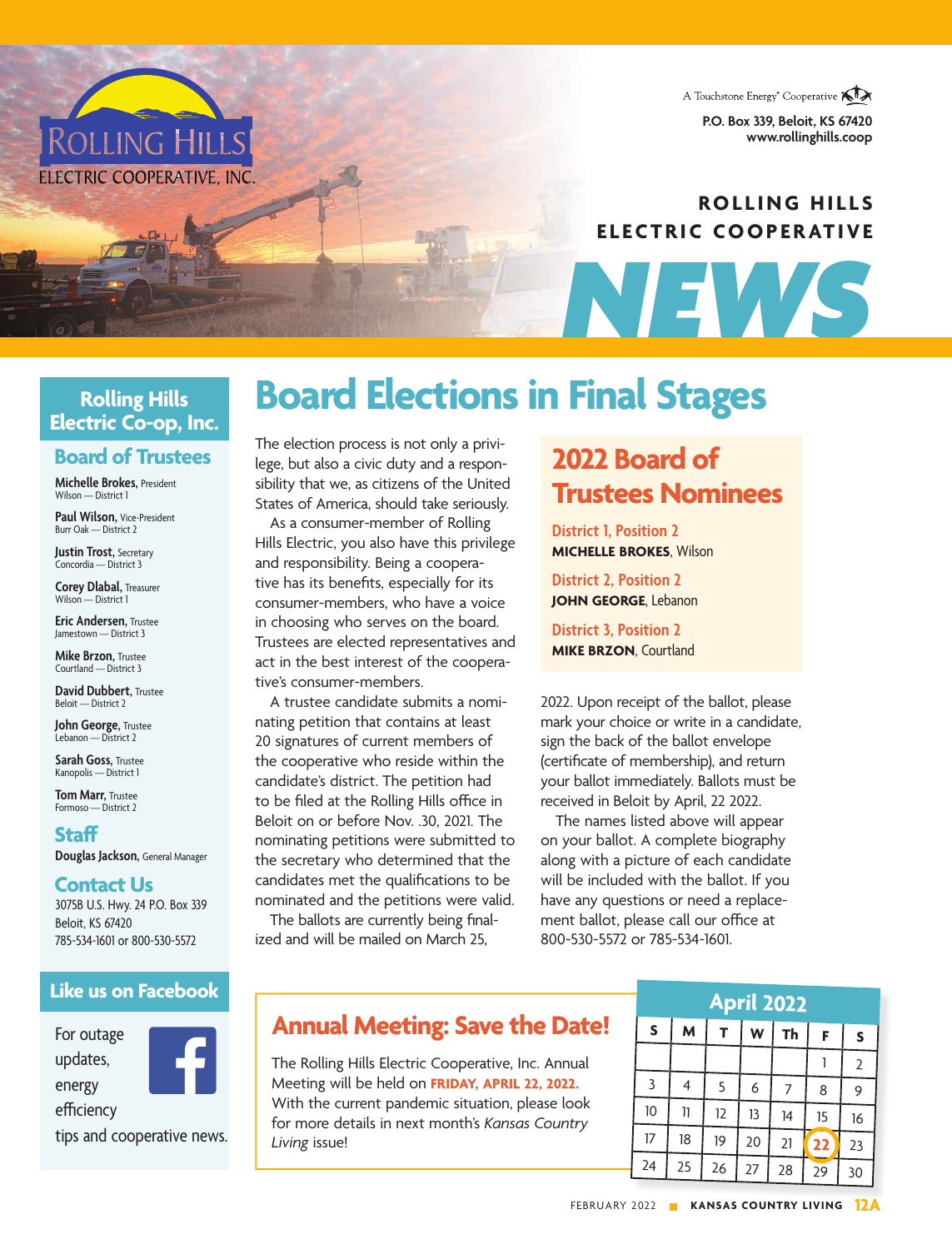# ROLLING HILLS ELECTRIC COOPERATIVE NEWS

A Touchstone Energy® Cooperative

P.O. Box 339, Beloit, KS 67420
www.rollinghills.coop

## Rolling Hills Electric Co-op, Inc.

### Board of Trustees

**Michelle Brokes,** President
Wilson — District 1

**Paul Wilson,** Vice-President
Burr Oak — District 2

**Justin Trost,** Secretary
Concordia — District 3

**Corey Dlabal,** Treasurer
Wilson — District 1

**Eric Andersen,** Trustee
Jamestown — District 3

**Mike Brzon,** Trustee
Courtland — District 3

**David Dubbert,** Trustee
Beloit — District 2

**John George,** Trustee
Lebanon — District 2

**Sarah Goss,** Trustee
Kanopolis — District 1

**Tom Marr,** Trustee
Formoso — District 2

### Staff

**Douglas Jackson,** General Manager

### Contact Us

3075B U.S. Hwy. 24 P.O. Box 339
Beloit, KS 67420
785-534-1601 or 800-530-5572

### Like us on Facebook

For outage updates, energy efficiency tips and cooperative news.

# Board Elections in Final Stages

The election process is not only a privilege, but also a civic duty and a responsibility that we, as citizens of the United States of America, should take seriously.

As a consumer-member of Rolling Hills Electric, you also have this privilege and responsibility. Being a cooperative has its benefits, especially for its consumer-members, who have a voice in choosing who serves on the board. Trustees are elected representatives and act in the best interest of the cooperative's consumer-members.

A trustee candidate submits a nominating petition that contains at least 20 signatures of current members of the cooperative who reside within the candidate's district. The petition had to be filed at the Rolling Hills office in Beloit on or before Nov. .30, 2021. The nominating petitions were submitted to the secretary who determined that the candidates met the qualifications to be nominated and the petitions were valid.

The ballots are currently being finalized and will be mailed on March 25, 2022. Upon receipt of the ballot, please mark your choice or write in a candidate, sign the back of the ballot envelope (certificate of membership), and return your ballot immediately. Ballots must be received in Beloit by April, 22 2022.

The names listed above will appear on your ballot. A complete biography along with a picture of each candidate will be included with the ballot. If you have any questions or need a replacement ballot, please call our office at 800-530-5572 or 785-534-1601.

## 2022 Board of Trustees Nominees

**District 1, Position 2**
**MICHELLE BROKES**, Wilson

**District 2, Position 2**
**JOHN GEORGE**, Lebanon

**District 3, Position 2**
**MIKE BRZON**, Courtland

## Annual Meeting: Save the Date!

The Rolling Hills Electric Cooperative, Inc. Annual Meeting will be held on **FRIDAY, APRIL 22, 2022.** With the current pandemic situation, please look for more details in next month's *Kansas Country Living* issue!

**April 2022**

| S | M | T | W | Th | F | S |
|---|---|---|---|---|---|---|
| | | | | | 1 | 2 |
| 3 | 4 | 5 | 6 | 7 | 8 | 9 |
| 10 | 11 | 12 | 13 | 14 | 15 | 16 |
| 17 | 18 | 19 | 20 | 21 | **22** | 23 |
| 24 | 25 | 26 | 27 | 28 | 29 | 30 |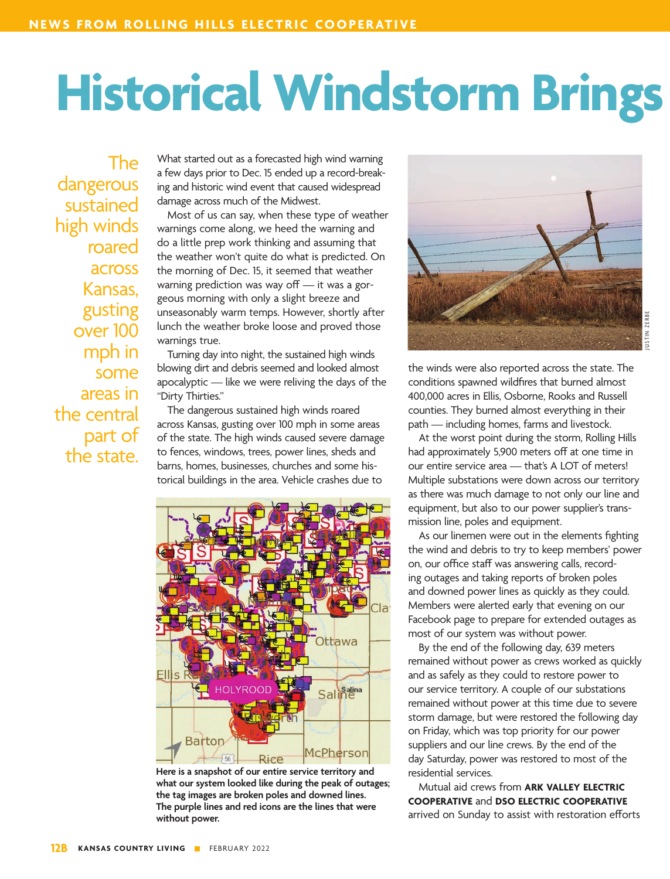# Historical Windstorm Brings

The dangerous sustained high winds roared across Kansas, gusting over 100 mph in some areas in the central part of the state.

What started out as a forecasted high wind warning a few days prior to Dec. 15 ended up a record-breaking and historic wind event that caused widespread damage across much of the Midwest.

Most of us can say, when these type of weather warnings come along, we heed the warning and do a little prep work thinking and assuming that the weather won't quite do what is predicted. On the morning of Dec. 15, it seemed that weather warning prediction was way off — it was a gorgeous morning with only a slight breeze and unseasonably warm temps. However, shortly after lunch the weather broke loose and proved those warnings true.

Turning day into night, the sustained high winds blowing dirt and debris seemed and looked almost apocalyptic — like we were reliving the days of the "Dirty Thirties."

The dangerous sustained high winds roared across Kansas, gusting over 100 mph in some areas of the state. The high winds caused severe damage to fences, windows, trees, power lines, sheds and barns, homes, businesses, churches and some historical buildings in the area. Vehicle crashes due to the winds were also reported across the state. The conditions spawned wildfires that burned almost 400,000 acres in Ellis, Osborne, Rooks and Russell counties. They burned almost everything in their path — including homes, farms and livestock.

**Here is a snapshot of our entire service territory and what our system looked like during the peak of outages; the tag images are broken poles and downed lines. The purple lines and red icons are the lines that were without power.**

At the worst point during the storm, Rolling Hills had approximately 5,900 meters off at one time in our entire service area — that's A LOT of meters! Multiple substations were down across our territory as there was much damage to not only our line and equipment, but also to our power supplier's transmission line, poles and equipment.

As our linemen were out in the elements fighting the wind and debris to try to keep members' power on, our office staff was answering calls, recording outages and taking reports of broken poles and downed power lines as quickly as they could. Members were alerted early that evening on our Facebook page to prepare for extended outages as most of our system was without power.

By the end of the following day, 639 meters remained without power as crews worked as quickly and as safely as they could to restore power to our service territory. A couple of our substations remained without power at this time due to severe storm damage, but were restored the following day on Friday, which was top priority for our power suppliers and our line crews. By the end of the day Saturday, power was restored to most of the residential services.

Mutual aid crews from **ARK VALLEY ELECTRIC COOPERATIVE** and **DSO ELECTRIC COOPERATIVE** arrived on Sunday to assist with restoration efforts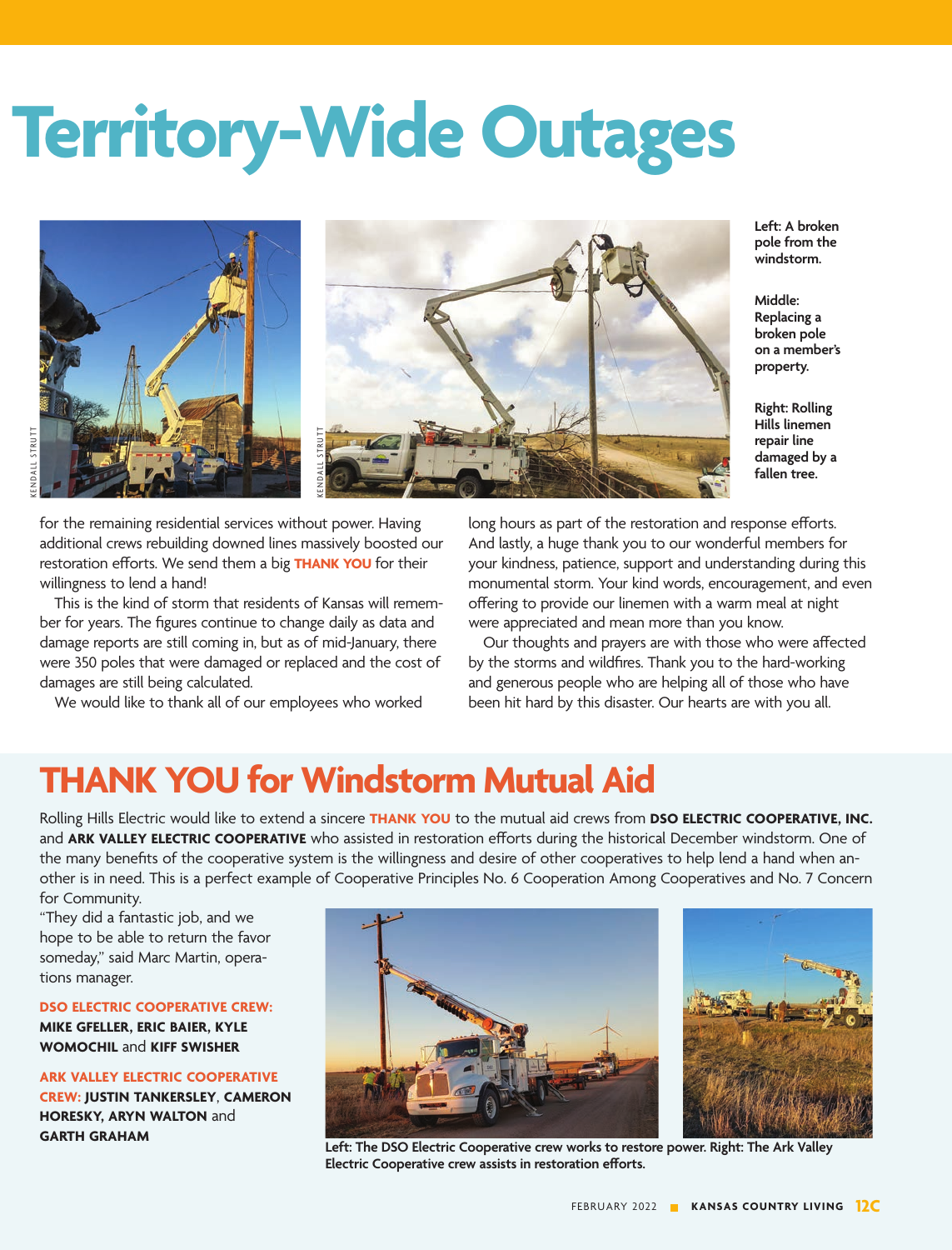# Territory-Wide Outages

Left: A broken pole from the windstorm.

Middle: Replacing a broken pole on a member's property.

Right: Rolling Hills linemen repair line damaged by a fallen tree.

for the remaining residential services without power. Having additional crews rebuilding downed lines massively boosted our restoration efforts. We send them a big **THANK YOU** for their willingness to lend a hand!

This is the kind of storm that residents of Kansas will remember for years. The figures continue to change daily as data and damage reports are still coming in, but as of mid-January, there were 350 poles that were damaged or replaced and the cost of damages are still being calculated.

We would like to thank all of our employees who worked long hours as part of the restoration and response efforts. And lastly, a huge thank you to our wonderful members for your kindness, patience, support and understanding during this monumental storm. Your kind words, encouragement, and even offering to provide our linemen with a warm meal at night were appreciated and mean more than you know.

Our thoughts and prayers are with those who were affected by the storms and wildfires. Thank you to the hard-working and generous people who are helping all of those who have been hit hard by this disaster. Our hearts are with you all.

## THANK YOU for Windstorm Mutual Aid

Rolling Hills Electric would like to extend a sincere **THANK YOU** to the mutual aid crews from **DSO ELECTRIC COOPERATIVE, INC.** and **ARK VALLEY ELECTRIC COOPERATIVE** who assisted in restoration efforts during the historical December windstorm. One of the many benefits of the cooperative system is the willingness and desire of other cooperatives to help lend a hand when another is in need. This is a perfect example of Cooperative Principles No. 6 Cooperation Among Cooperatives and No. 7 Concern for Community.

"They did a fantastic job, and we hope to be able to return the favor someday," said Marc Martin, operations manager.

**DSO ELECTRIC COOPERATIVE CREW: MIKE GFELLER, ERIC BAIER, KYLE WOMOCHIL** and **KIFF SWISHER**

**ARK VALLEY ELECTRIC COOPERATIVE CREW: JUSTIN TANKERSLEY**, **CAMERON HORESKY, ARYN WALTON** and **GARTH GRAHAM**

Left: The DSO Electric Cooperative crew works to restore power. Right: The Ark Valley Electric Cooperative crew assists in restoration efforts.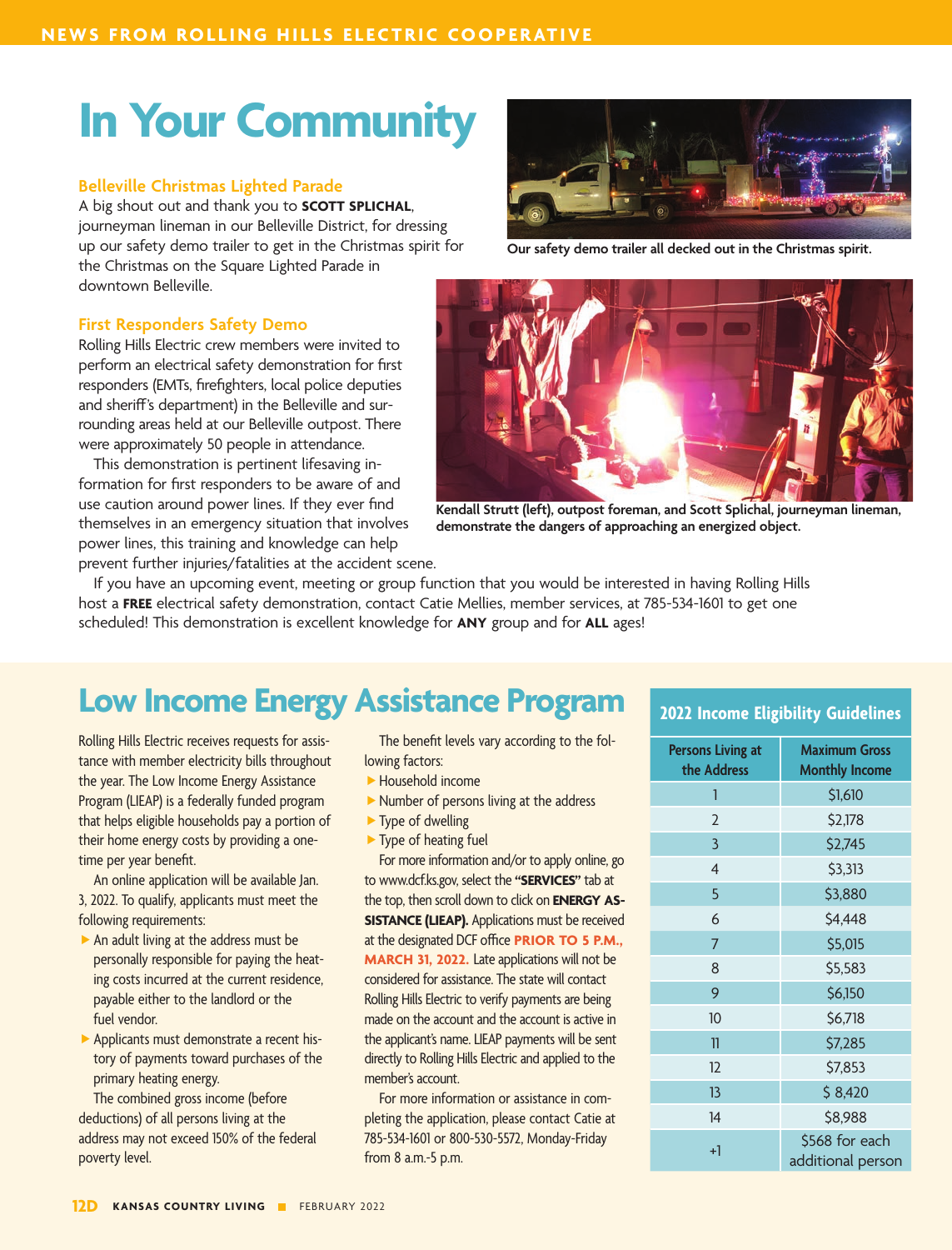# In Your Community

### Belleville Christmas Lighted Parade

A big shout out and thank you to **SCOTT SPLICHAL**, journeyman lineman in our Belleville District, for dressing up our safety demo trailer to get in the Christmas spirit for the Christmas on the Square Lighted Parade in downtown Belleville.

Our safety demo trailer all decked out in the Christmas spirit.

### First Responders Safety Demo

Rolling Hills Electric crew members were invited to perform an electrical safety demonstration for first responders (EMTs, firefighters, local police deputies and sheriff's department) in the Belleville and surrounding areas held at our Belleville outpost. There were approximately 50 people in attendance.

This demonstration is pertinent lifesaving information for first responders to be aware of and use caution around power lines. If they ever find themselves in an emergency situation that involves power lines, this training and knowledge can help prevent further injuries/fatalities at the accident scene.

Kendall Strutt (left), outpost foreman, and Scott Splichal, journeyman lineman, demonstrate the dangers of approaching an energized object.

If you have an upcoming event, meeting or group function that you would be interested in having Rolling Hills host a **FREE** electrical safety demonstration, contact Catie Mellies, member services, at 785-534-1601 to get one scheduled! This demonstration is excellent knowledge for **ANY** group and for **ALL** ages!

# Low Income Energy Assistance Program

Rolling Hills Electric receives requests for assistance with member electricity bills throughout the year. The Low Income Energy Assistance Program (LIEAP) is a federally funded program that helps eligible households pay a portion of their home energy costs by providing a one-time per year benefit.

An online application will be available Jan. 3, 2022. To qualify, applicants must meet the following requirements:

- An adult living at the address must be personally responsible for paying the heating costs incurred at the current residence, payable either to the landlord or the fuel vendor.
- Applicants must demonstrate a recent history of payments toward purchases of the primary heating energy.

The combined gross income (before deductions) of all persons living at the address may not exceed 150% of the federal poverty level.

The benefit levels vary according to the following factors:

- Household income
- Number of persons living at the address
- Type of dwelling
- Type of heating fuel

For more information and/or to apply online, go to www.dcf.ks.gov, select the **"SERVICES"** tab at the top, then scroll down to click on **ENERGY ASSISTANCE (LIEAP).** Applications must be received at the designated DCF office **PRIOR TO 5 P.M., MARCH 31, 2022.** Late applications will not be considered for assistance. The state will contact Rolling Hills Electric to verify payments are being made on the account and the account is active in the applicant's name. LIEAP payments will be sent directly to Rolling Hills Electric and applied to the member's account.

For more information or assistance in completing the application, please contact Catie at 785-534-1601 or 800-530-5572, Monday-Friday from 8 a.m.-5 p.m.

### 2022 Income Eligibility Guidelines

| Persons Living at the Address | Maximum Gross Monthly Income |
|---|---|
| 1 | $1,610 |
| 2 | $2,178 |
| 3 | $2,745 |
| 4 | $3,313 |
| 5 | $3,880 |
| 6 | $4,448 |
| 7 | $5,015 |
| 8 | $5,583 |
| 9 | $6,150 |
| 10 | $6,718 |
| 11 | $7,285 |
| 12 | $7,853 |
| 13 | $ 8,420 |
| 14 | $8,988 |
| +1 | $568 for each additional person |